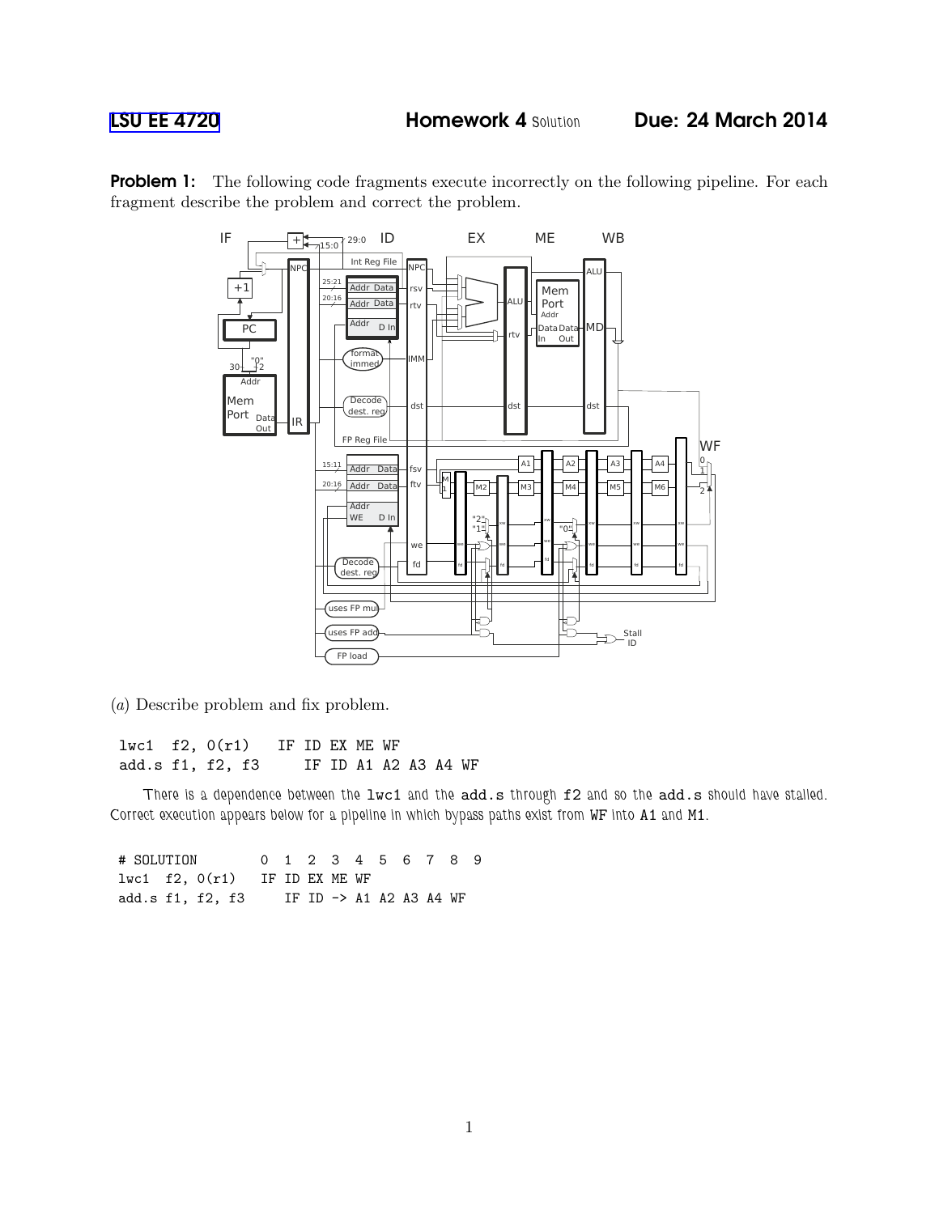LSU EE 4720 **Homework 4** Solution **Due: 24 March 2014**

**Problem 1:** The following code fragments execute incorrectly on the following pipeline. For each fragment describe the problem and correct the problem.

(*a*) Describe problem and fix problem.

```
lwc1  f2, 0(r1)    IF ID EX ME WF
add.s f1, f2, f3      IF ID A1 A2 A3 A4 WF
```

*There is a dependence between the* `lwc1` *and the* `add.s` *through* `f2` *and so the* `add.s` *should have stalled. Correct execution appears below for a pipeline in which bypass paths exist from* `WF` *into* `A1` *and* `M1`.

```
# SOLUTION         0  1  2  3  4  5  6  7  8  9
lwc1  f2, 0(r1)    IF ID EX ME WF
add.s f1, f2, f3      IF ID -> A1 A2 A3 A4 WF
```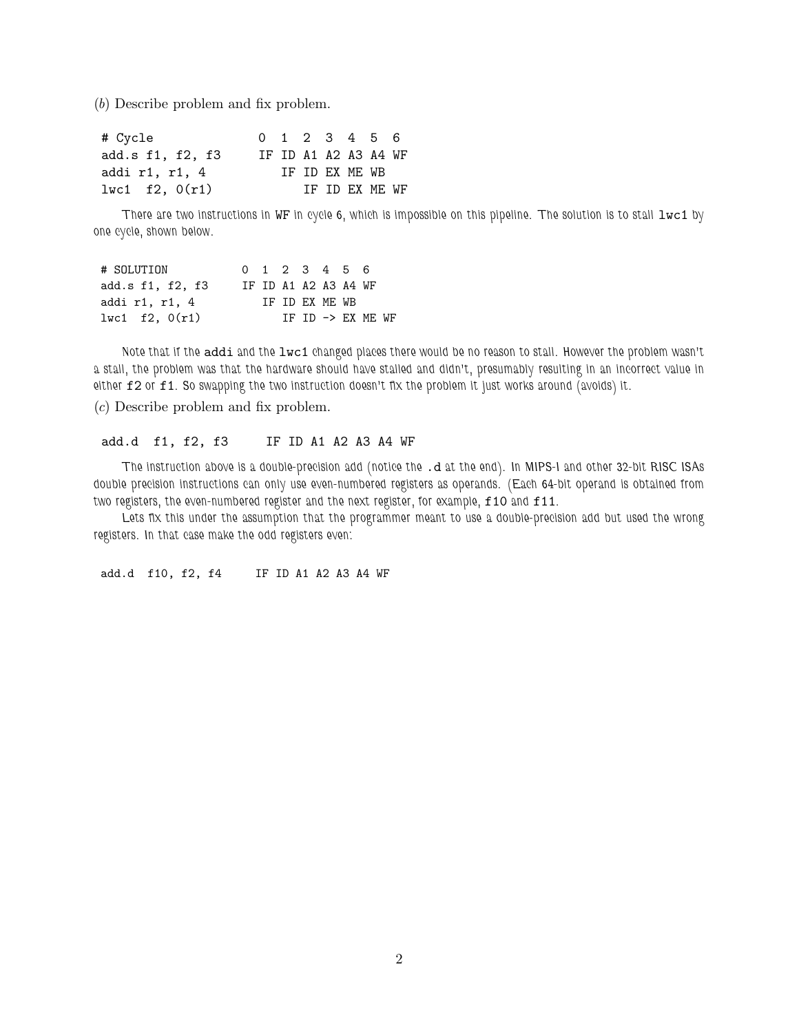(*b*) Describe problem and fix problem.

```
# Cycle              0  1  2  3  4  5  6
add.s f1, f2, f3     IF ID A1 A2 A3 A4 WF
addi r1, r1, 4          IF ID EX ME WB
lwc1  f2, 0(r1)            IF ID EX ME WF
```

There are two instructions in WF in cycle 6, which is impossible on this pipeline. The solution is to stall `lwc1` by one cycle, shown below.

```
# SOLUTION           0  1  2  3  4  5  6
add.s f1, f2, f3     IF ID A1 A2 A3 A4 WF
addi r1, r1, 4          IF ID EX ME WB
lwc1  f2, 0(r1)            IF ID -> EX ME WF
```

Note that if the `addi` and the `lwc1` changed places there would be no reason to stall. However the problem wasn't a stall, the problem was that the hardware should have stalled and didn't, presumably resulting in an incorrect value in either `f2` or `f1`. So swapping the two instruction doesn't fix the problem it just works around (avoids) it.

(*c*) Describe problem and fix problem.

```
add.d  f1, f2, f3      IF ID A1 A2 A3 A4 WF
```

The instruction above is a double-precision add (notice the `.d` at the end). In MIPS-I and other 32-bit RISC ISAs double precision instructions can only use even-numbered registers as operands. (Each 64-bit operand is obtained from two registers, the even-numbered register and the next register, for example, `f10` and `f11`.

Lets fix this under the assumption that the programmer meant to use a double-precision add but used the wrong registers. In that case make the odd registers even:

```
add.d  f10, f2, f4     IF ID A1 A2 A3 A4 WF
```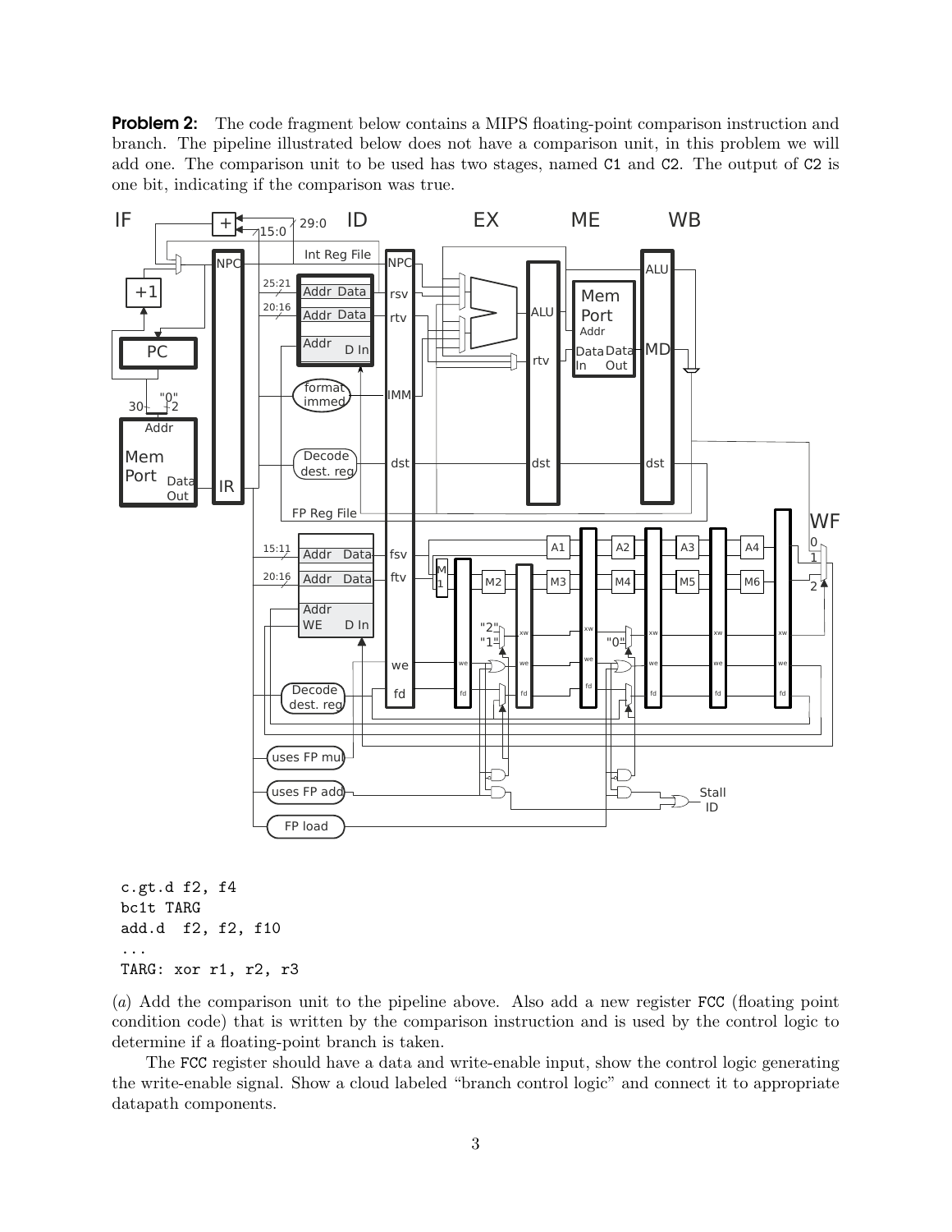**Problem 2:** The code fragment below contains a MIPS floating-point comparison instruction and branch. The pipeline illustrated below does not have a comparison unit, in this problem we will add one. The comparison unit to be used has two stages, named C1 and C2. The output of C2 is one bit, indicating if the comparison was true.

```
c.gt.d f2, f4
bc1t TARG
add.d  f2, f2, f10
...
TARG: xor r1, r2, r3
```

(*a*) Add the comparison unit to the pipeline above. Also add a new register FCC (floating point condition code) that is written by the comparison instruction and is used by the control logic to determine if a floating-point branch is taken.

The FCC register should have a data and write-enable input, show the control logic generating the write-enable signal. Show a cloud labeled "branch control logic" and connect it to appropriate datapath components.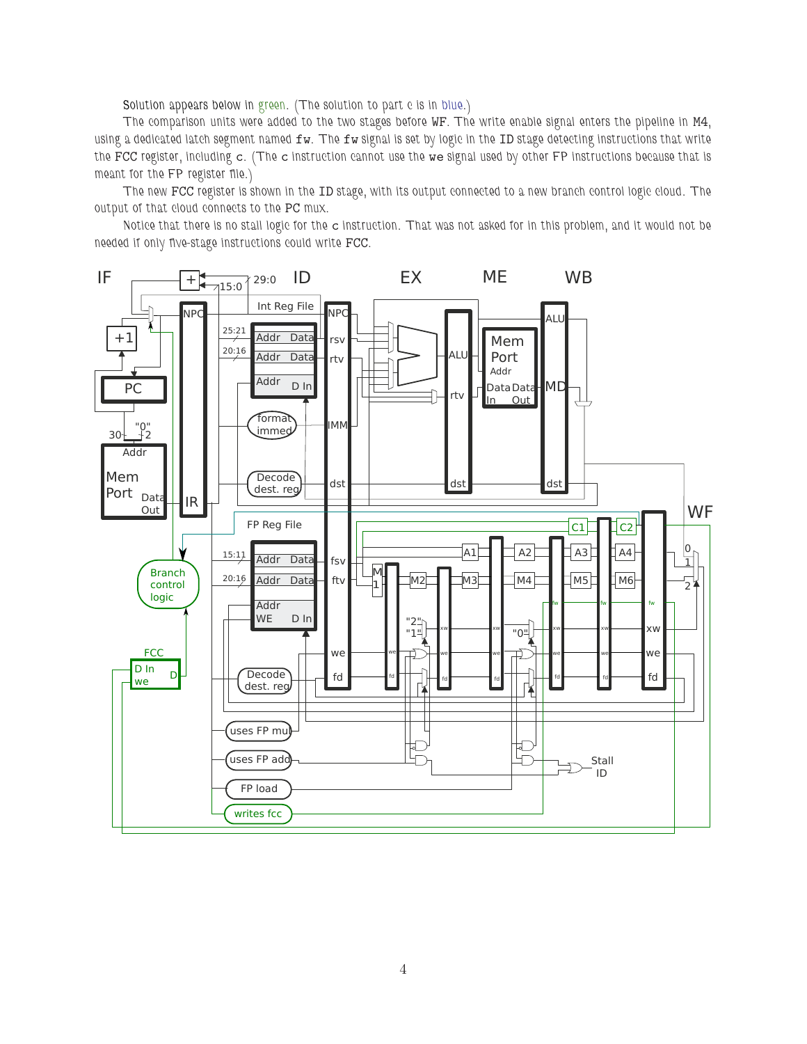Solution appears below in green. (The solution to part c is in blue.)

The comparison units were added to the two stages before WF. The write enable signal enters the pipeline in M4, using a dedicated latch segment named `fw`. The `fw` signal is set by logic in the ID stage detecting instructions that write the FCC register, including `c`. (The `c` instruction cannot use the `we` signal used by other FP instructions because that is meant for the FP register file.)

The new FCC register is shown in the ID stage, with its output connected to a new branch control logic cloud. The output of that cloud connects to the PC mux.

Notice that there is no stall logic for the `c` instruction. That was not asked for in this problem, and it would not be needed if only five-stage instructions could write FCC.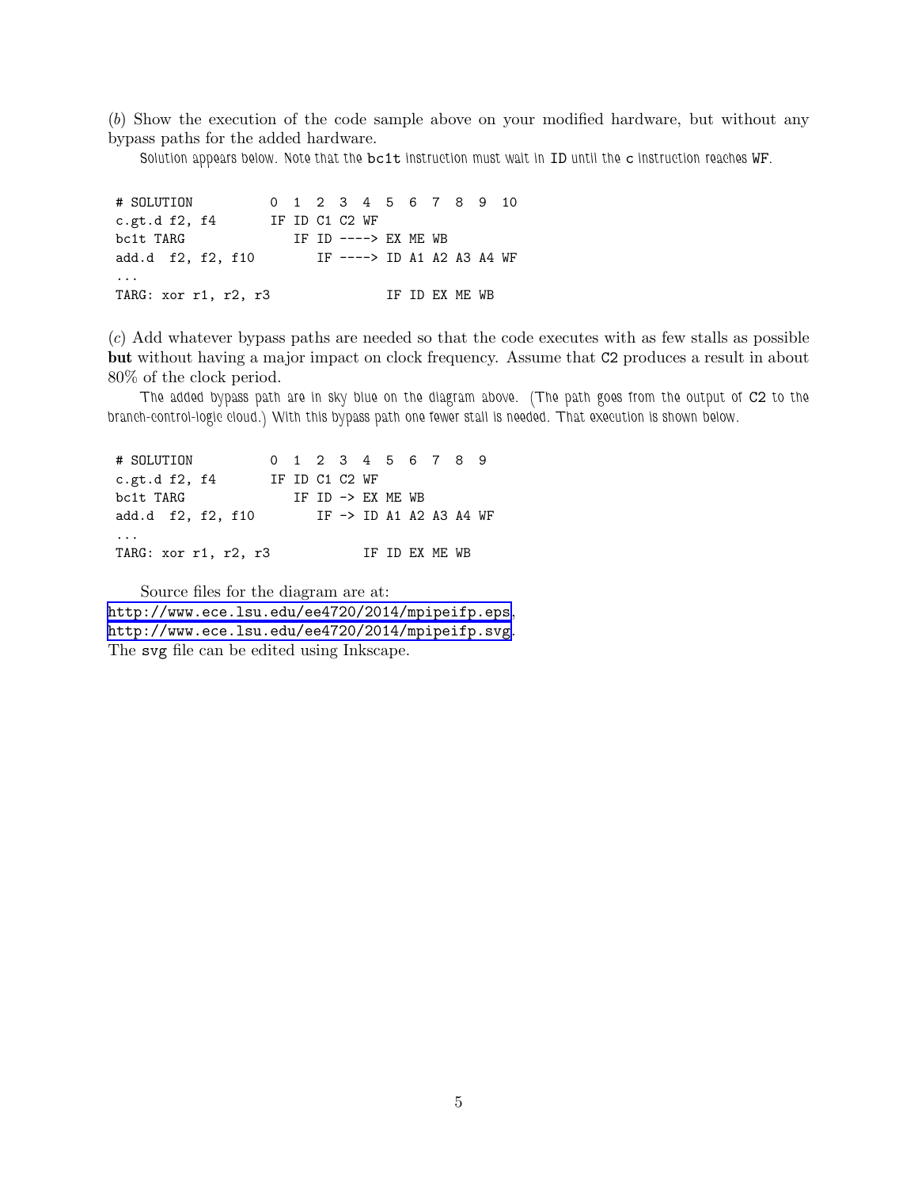(*b*) Show the execution of the code sample above on your modified hardware, but without any bypass paths for the added hardware.

Solution appears below. Note that the `bc1t` instruction must wait in `ID` until the `c` instruction reaches `WF`.

```
# SOLUTION          0  1  2  3  4  5  6  7  8  9  10
c.gt.d f2, f4       IF ID C1 C2 WF
bc1t TARG              IF ID ----> EX ME WB
add.d  f2, f2, f10        IF ----> ID A1 A2 A3 A4 WF
...
TARG: xor r1, r2, r3                  IF ID EX ME WB
```

(*c*) Add whatever bypass paths are needed so that the code executes with as few stalls as possible **but** without having a major impact on clock frequency. Assume that `C2` produces a result in about 80% of the clock period.

The added bypass path are in sky blue on the diagram above. (The path goes from the output of `C2` to the branch-control-logic cloud.) With this bypass path one fewer stall is needed. That execution is shown below.

```
# SOLUTION          0  1  2  3  4  5  6  7  8  9
c.gt.d f2, f4       IF ID C1 C2 WF
bc1t TARG              IF ID -> EX ME WB
add.d  f2, f2, f10        IF -> ID A1 A2 A3 A4 WF
...
TARG: xor r1, r2, r3               IF ID EX ME WB
```

Source files for the diagram are at:
http://www.ece.lsu.edu/ee4720/2014/mpipeifp.eps,
http://www.ece.lsu.edu/ee4720/2014/mpipeifp.svg.
The `svg` file can be edited using Inkscape.